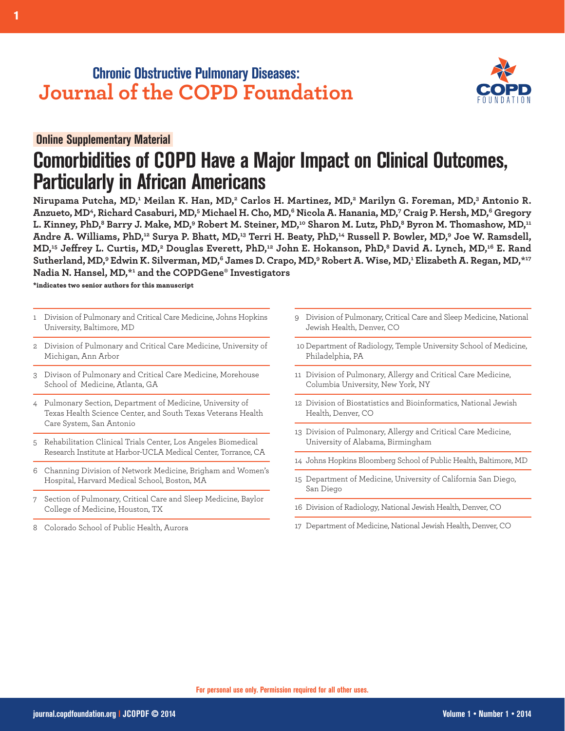# Chronic Obstructive Pulmonary Diseases: Journal of the COPD Foundation

**Online Supplementary Material**

# Comorbidities of COPD Have a Major Impact on Clinical Outcomes, Particularly in African Americans

**Nirupama Putcha, MD,[1] Meilan K. Han, MD,[2] Carlos H. Martinez, MD,[2] Marilyn G. Foreman, MD,[3] Antonio R. Anzueto, MD[4], Richard Casaburi, MD,[5] Michael H. Cho, MD,[6] Nicola A. Hanania, MD,[7] Craig P. Hersh, MD,[6] Gregory L. Kinney, PhD,[8] Barry J. Make, MD,[9] Robert M. Steiner, MD,[10] Sharon M. Lutz, PhD,[8] Byron M. Thomashow, MD,[11] Andre A. Williams, PhD,[12] Surya P. Bhatt, MD,[13] Terri H. Beaty, PhD,[14] Russell P. Bowler, MD,[9] Joe W. Ramsdell, MD,[15] Jeffrey L. Curtis, MD,[2] Douglas Everett, PhD,[12] John E. Hokanson, PhD,[8] David A. Lynch, MD,[16] E. Rand Sutherland, MD,[9] Edwin K. Silverman, MD,[6] James D. Crapo, MD,[9] Robert A. Wise, MD,[1] Elizabeth A. Regan, MD,*[17] Nadia N. Hansel, MD,*[1] and the COPDGene® Investigators**

**\*indicates two senior authors for this manuscript**

1. Division of Pulmonary and Critical Care Medicine, Johns Hopkins University, Baltimore, MD
2. Division of Pulmonary and Critical Care Medicine, University of Michigan, Ann Arbor
3. Divison of Pulmonary and Critical Care Medicine, Morehouse School of Medicine, Atlanta, GA
4. Pulmonary Section, Department of Medicine, University of Texas Health Science Center, and South Texas Veterans Health Care System, San Antonio
5. Rehabilitation Clinical Trials Center, Los Angeles Biomedical Research Institute at Harbor-UCLA Medical Center, Torrance, CA
6. Channing Division of Network Medicine, Brigham and Women's Hospital, Harvard Medical School, Boston, MA
7. Section of Pulmonary, Critical Care and Sleep Medicine, Baylor College of Medicine, Houston, TX
8. Colorado School of Public Health, Aurora
9. Division of Pulmonary, Critical Care and Sleep Medicine, National Jewish Health, Denver, CO
10. Department of Radiology, Temple University School of Medicine, Philadelphia, PA
11. Division of Pulmonary, Allergy and Critical Care Medicine, Columbia University, New York, NY
12. Division of Biostatistics and Bioinformatics, National Jewish Health, Denver, CO
13. Division of Pulmonary, Allergy and Critical Care Medicine, University of Alabama, Birmingham
14. Johns Hopkins Bloomberg School of Public Health, Baltimore, MD
15. Department of Medicine, University of California San Diego, San Diego
16. Division of Radiology, National Jewish Health, Denver, CO
17. Department of Medicine, National Jewish Health, Denver, CO

For personal use only. Permission required for all other uses.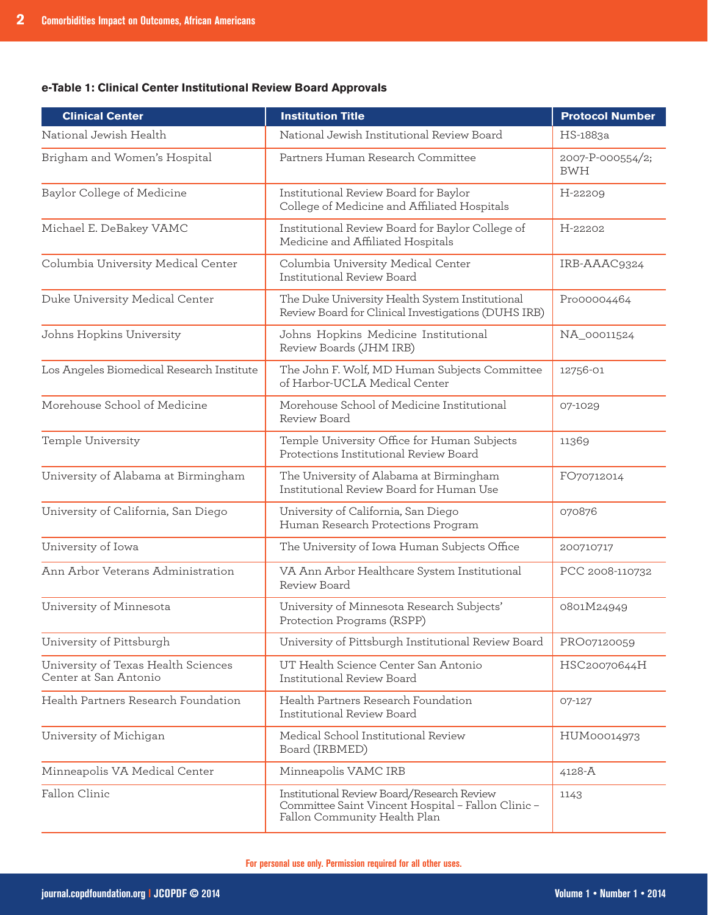**e-Table 1: Clinical Center Institutional Review Board Approvals**

| Clinical Center | Institution Title | Protocol Number |
|---|---|---|
| National Jewish Health | National Jewish Institutional Review Board | HS-1883a |
| Brigham and Women's Hospital | Partners Human Research Committee | 2007-P-000554/2; BWH |
| Baylor College of Medicine | Institutional Review Board for Baylor College of Medicine and Affiliated Hospitals | H-22209 |
| Michael E. DeBakey VAMC | Institutional Review Board for Baylor College of Medicine and Affiliated Hospitals | H-22202 |
| Columbia University Medical Center | Columbia University Medical Center Institutional Review Board | IRB-AAAC9324 |
| Duke University Medical Center | The Duke University Health System Institutional Review Board for Clinical Investigations (DUHS IRB) | Pro00004464 |
| Johns Hopkins University | Johns Hopkins Medicine Institutional Review Boards (JHM IRB) | NA_00011524 |
| Los Angeles Biomedical Research Institute | The John F. Wolf, MD Human Subjects Committee of Harbor-UCLA Medical Center | 12756-01 |
| Morehouse School of Medicine | Morehouse School of Medicine Institutional Review Board | 07-1029 |
| Temple University | Temple University Office for Human Subjects Protections Institutional Review Board | 11369 |
| University of Alabama at Birmingham | The University of Alabama at Birmingham Institutional Review Board for Human Use | FO70712014 |
| University of California, San Diego | University of California, San Diego Human Research Protections Program | 070876 |
| University of Iowa | The University of Iowa Human Subjects Office | 200710717 |
| Ann Arbor Veterans Administration | VA Ann Arbor Healthcare System Institutional Review Board | PCC 2008-110732 |
| University of Minnesota | University of Minnesota Research Subjects' Protection Programs (RSPP) | 0801M24949 |
| University of Pittsburgh | University of Pittsburgh Institutional Review Board | PRO07120059 |
| University of Texas Health Sciences Center at San Antonio | UT Health Science Center San Antonio Institutional Review Board | HSC20070644H |
| Health Partners Research Foundation | Health Partners Research Foundation Institutional Review Board | 07-127 |
| University of Michigan | Medical School Institutional Review Board (IRBMED) | HUM00014973 |
| Minneapolis VA Medical Center | Minneapolis VAMC IRB | 4128-A |
| Fallon Clinic | Institutional Review Board/Research Review Committee Saint Vincent Hospital – Fallon Clinic – Fallon Community Health Plan | 1143 |

For personal use only. Permission required for all other uses.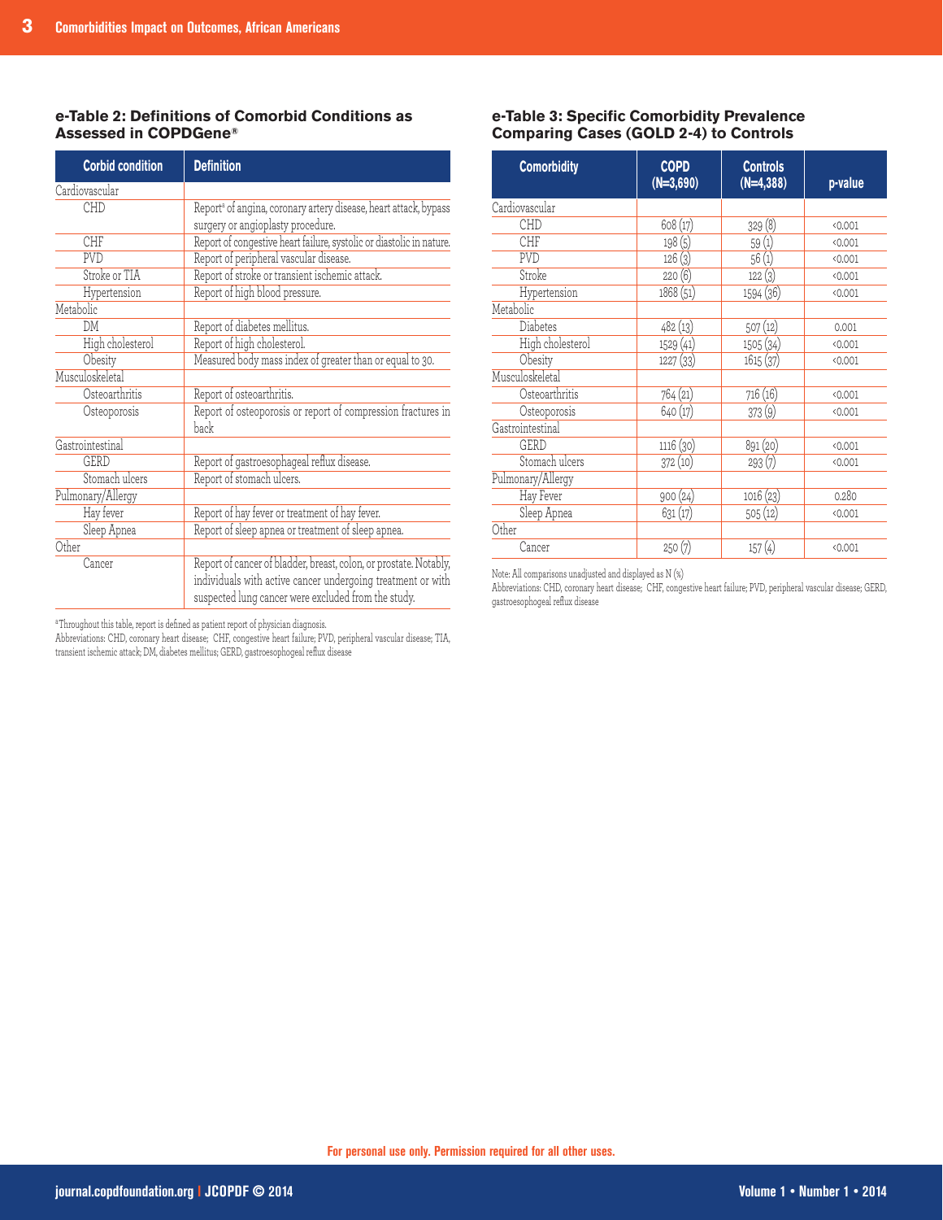## e-Table 2: Definitions of Comorbid Conditions as Assessed in COPDGene®

| Corbid condition | Definition |
|---|---|
| Cardiovascular | |
| CHD | Report[a] of angina, coronary artery disease, heart attack, bypass surgery or angioplasty procedure. |
| CHF | Report of congestive heart failure, systolic or diastolic in nature. |
| PVD | Report of peripheral vascular disease. |
| Stroke or TIA | Report of stroke or transient ischemic attack. |
| Hypertension | Report of high blood pressure. |
| Metabolic | |
| DM | Report of diabetes mellitus. |
| High cholesterol | Report of high cholesterol. |
| Obesity | Measured body mass index of greater than or equal to 30. |
| Musculoskeletal | |
| Osteoarthritis | Report of osteoarthritis. |
| Osteoporosis | Report of osteoporosis or report of compression fractures in back |
| Gastrointestinal | |
| GERD | Report of gastroesophageal reflux disease. |
| Stomach ulcers | Report of stomach ulcers. |
| Pulmonary/Allergy | |
| Hay fever | Report of hay fever or treatment of hay fever. |
| Sleep Apnea | Report of sleep apnea or treatment of sleep apnea. |
| Other | |
| Cancer | Report of cancer of bladder, breast, colon, or prostate. Notably, individuals with active cancer undergoing treatment or with suspected lung cancer were excluded from the study. |

[a] Throughout this table, report is defined as patient report of physician diagnosis.

Abbreviations: CHD, coronary heart disease; CHF, congestive heart failure; PVD, peripheral vascular disease; TIA, transient ischemic attack; DM, diabetes mellitus; GERD, gastroesophogeal reflux disease

## e-Table 3: Specific Comorbidity Prevalence Comparing Cases (GOLD 2-4) to Controls

| Comorbidity | COPD (N=3,690) | Controls (N=4,388) | p-value |
|---|---|---|---|
| Cardiovascular | | | |
| CHD | 608 (17) | 329 (8) | <0.001 |
| CHF | 198 (5) | 59 (1) | <0.001 |
| PVD | 126 (3) | 56 (1) | <0.001 |
| Stroke | 220 (6) | 122 (3) | <0.001 |
| Hypertension | 1868 (51) | 1594 (36) | <0.001 |
| Metabolic | | | |
| Diabetes | 482 (13) | 507 (12) | 0.001 |
| High cholesterol | 1529 (41) | 1505 (34) | <0.001 |
| Obesity | 1227 (33) | 1615 (37) | <0.001 |
| Musculoskeletal | | | |
| Osteoarthritis | 764 (21) | 716 (16) | <0.001 |
| Osteoporosis | 640 (17) | 373 (9) | <0.001 |
| Gastrointestinal | | | |
| GERD | 1116 (30) | 891 (20) | <0.001 |
| Stomach ulcers | 372 (10) | 293 (7) | <0.001 |
| Pulmonary/Allergy | | | |
| Hay Fever | 900 (24) | 1016 (23) | 0.280 |
| Sleep Apnea | 631 (17) | 505 (12) | <0.001 |
| Other | | | |
| Cancer | 250 (7) | 157 (4) | <0.001 |

Note: All comparisons unadjusted and displayed as N (%)

Abbreviations: CHD, coronary heart disease; CHF, congestive heart failure; PVD, peripheral vascular disease; GERD, gastroesophogeal reflux disease

For personal use only. Permission required for all other uses.